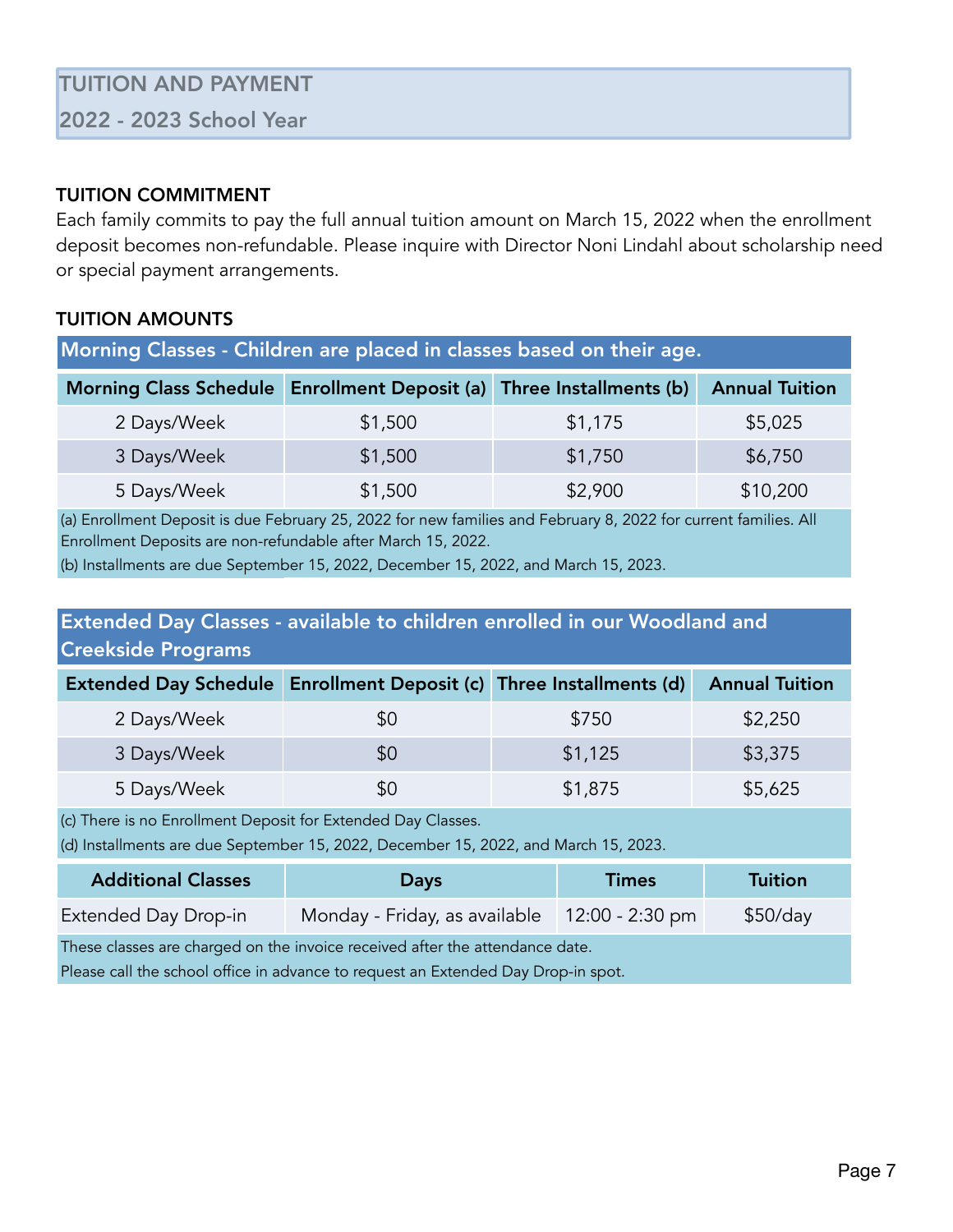# TUITION AND PAYMENT

## 2022 - 2023 School Year

### TUITION COMMITMENT

Each family commits to pay the full annual tuition amount on March 15, 2022 when the enrollment deposit becomes non-refundable. Please inquire with Director Noni Lindahl about scholarship need or special payment arrangements.

### TUITION AMOUNTS

**Morning Classes - Children are placed in classes based on their age.**

| Morning Class Schedule | Enrollment Deposit (a) | Three Installments (b) | Annual Tuition |
|---|---|---|---|
| 2 Days/Week | $1,500 | $1,175 | $5,025 |
| 3 Days/Week | $1,500 | $1,750 | $6,750 |
| 5 Days/Week | $1,500 | $2,900 | $10,200 |

(a) Enrollment Deposit is due February 25, 2022 for new families and February 8, 2022 for current families. All Enrollment Deposits are non-refundable after March 15, 2022.

(b) Installments are due September 15, 2022, December 15, 2022, and March 15, 2023.

**Extended Day Classes - available to children enrolled in our Woodland and Creekside Programs**

| Extended Day Schedule | Enrollment Deposit (c) | Three Installments (d) | Annual Tuition |
|---|---|---|---|
| 2 Days/Week | $0 | $750 | $2,250 |
| 3 Days/Week | $0 | $1,125 | $3,375 |
| 5 Days/Week | $0 | $1,875 | $5,625 |

(c) There is no Enrollment Deposit for Extended Day Classes.

(d) Installments are due September 15, 2022, December 15, 2022, and March 15, 2023.

| Additional Classes | Days | Times | Tuition |
|---|---|---|---|
| Extended Day Drop-in | Monday - Friday, as available | 12:00 - 2:30 pm | $50/day |

These classes are charged on the invoice received after the attendance date.

Please call the school office in advance to request an Extended Day Drop-in spot.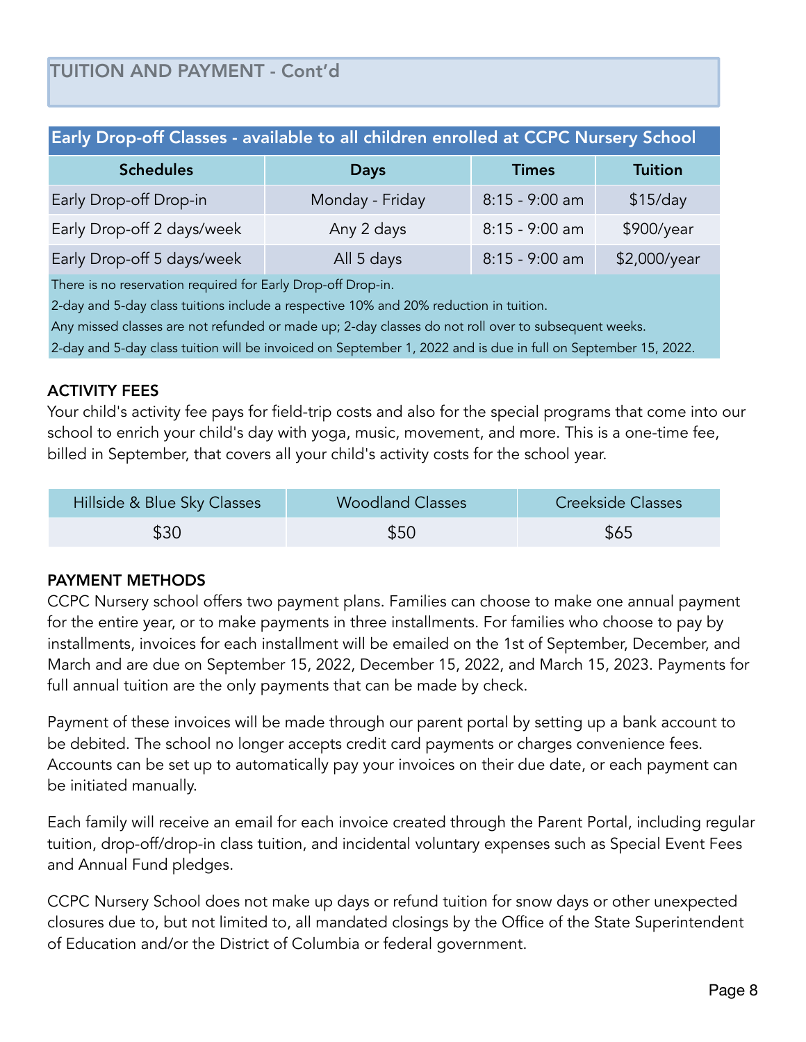## TUITION AND PAYMENT - Cont'd

**Early Drop-off Classes - available to all children enrolled at CCPC Nursery School**

| Schedules | Days | Times | Tuition |
|---|---|---|---|
| Early Drop-off Drop-in | Monday - Friday | 8:15 - 9:00 am | $15/day |
| Early Drop-off 2 days/week | Any 2 days | 8:15 - 9:00 am | $900/year |
| Early Drop-off 5 days/week | All 5 days | 8:15 - 9:00 am | $2,000/year |

There is no reservation required for Early Drop-off Drop-in.

2-day and 5-day class tuitions include a respective 10% and 20% reduction in tuition.

Any missed classes are not refunded or made up; 2-day classes do not roll over to subsequent weeks.

2-day and 5-day class tuition will be invoiced on September 1, 2022 and is due in full on September 15, 2022.

### ACTIVITY FEES

Your child's activity fee pays for field-trip costs and also for the special programs that come into our school to enrich your child's day with yoga, music, movement, and more. This is a one-time fee, billed in September, that covers all your child's activity costs for the school year.

| Hillside & Blue Sky Classes | Woodland Classes | Creekside Classes |
|---|---|---|
| $30 | $50 | $65 |

### PAYMENT METHODS

CCPC Nursery school offers two payment plans. Families can choose to make one annual payment for the entire year, or to make payments in three installments. For families who choose to pay by installments, invoices for each installment will be emailed on the 1st of September, December, and March and are due on September 15, 2022, December 15, 2022, and March 15, 2023. Payments for full annual tuition are the only payments that can be made by check.

Payment of these invoices will be made through our parent portal by setting up a bank account to be debited. The school no longer accepts credit card payments or charges convenience fees. Accounts can be set up to automatically pay your invoices on their due date, or each payment can be initiated manually.

Each family will receive an email for each invoice created through the Parent Portal, including regular tuition, drop-off/drop-in class tuition, and incidental voluntary expenses such as Special Event Fees and Annual Fund pledges.

CCPC Nursery School does not make up days or refund tuition for snow days or other unexpected closures due to, but not limited to, all mandated closings by the Office of the State Superintendent of Education and/or the District of Columbia or federal government.